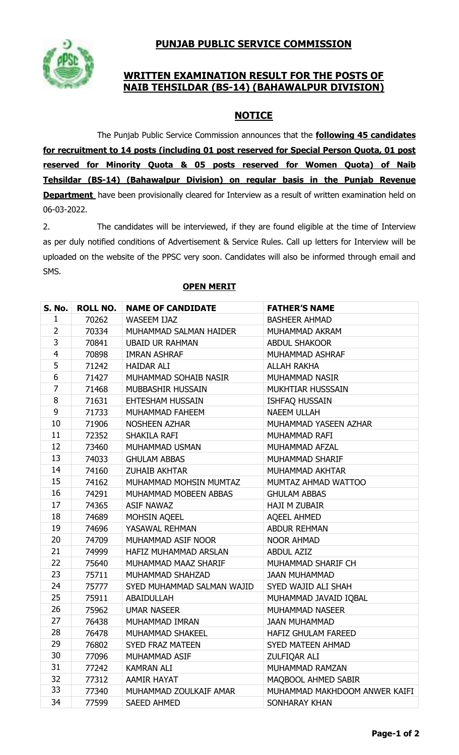# PUNJAB PUBLIC SERVICE COMMISSION

## WRITTEN EXAMINATION RESULT FOR THE POSTS OF NAIB TEHSILDAR (BS-14) (BAHAWALPUR DIVISION)

## NOTICE

The Punjab Public Service Commission announces that the **following 45 candidates for recruitment to 14 posts (including 01 post reserved for Special Person Quota, 01 post reserved for Minority Quota & 05 posts reserved for Women Quota) of Naib Tehsildar (BS-14) (Bahawalpur Division) on regular basis in the Punjab Revenue Department** have been provisionally cleared for Interview as a result of written examination held on 06-03-2022.

2. The candidates will be interviewed, if they are found eligible at the time of Interview as per duly notified conditions of Advertisement & Service Rules. Call up letters for Interview will be uploaded on the website of the PPSC very soon. Candidates will also be informed through email and SMS.

### OPEN MERIT

| S. No. | ROLL NO. | NAME OF CANDIDATE | FATHER'S NAME |
|---|---|---|---|
| 1 | 70262 | WASEEM IJAZ | BASHEER AHMAD |
| 2 | 70334 | MUHAMMAD SALMAN HAIDER | MUHAMMAD AKRAM |
| 3 | 70841 | UBAID UR RAHMAN | ABDUL SHAKOOR |
| 4 | 70898 | IMRAN ASHRAF | MUHAMMAD ASHRAF |
| 5 | 71242 | HAIDAR ALI | ALLAH RAKHA |
| 6 | 71427 | MUHAMMAD SOHAIB NASIR | MUHAMMAD NASIR |
| 7 | 71468 | MUBBASHIR HUSSAIN | MUKHTIAR HUSSSAIN |
| 8 | 71631 | EHTESHAM HUSSAIN | ISHFAQ HUSSAIN |
| 9 | 71733 | MUHAMMAD FAHEEM | NAEEM ULLAH |
| 10 | 71906 | NOSHEEN AZHAR | MUHAMMAD YASEEN AZHAR |
| 11 | 72352 | SHAKILA RAFI | MUHAMMAD RAFI |
| 12 | 73460 | MUHAMMAD USMAN | MUHAMMAD AFZAL |
| 13 | 74033 | GHULAM ABBAS | MUHAMMAD SHARIF |
| 14 | 74160 | ZUHAIB AKHTAR | MUHAMMAD AKHTAR |
| 15 | 74162 | MUHAMMAD MOHSIN MUMTAZ | MUMTAZ AHMAD WATTOO |
| 16 | 74291 | MUHAMMAD MOBEEN ABBAS | GHULAM ABBAS |
| 17 | 74365 | ASIF NAWAZ | HAJI M ZUBAIR |
| 18 | 74689 | MOHSIN AQEEL | AQEEL AHMED |
| 19 | 74696 | YASAWAL REHMAN | ABDUR REHMAN |
| 20 | 74709 | MUHAMMAD ASIF NOOR | NOOR AHMAD |
| 21 | 74999 | HAFIZ MUHAMMAD ARSLAN | ABDUL AZIZ |
| 22 | 75640 | MUHAMMAD MAAZ SHARIF | MUHAMMAD SHARIF CH |
| 23 | 75711 | MUHAMMAD SHAHZAD | JAAN MUHAMMAD |
| 24 | 75777 | SYED MUHAMMAD SALMAN WAJID | SYED WAJID ALI SHAH |
| 25 | 75911 | ABAIDULLAH | MUHAMMAD JAVAID IQBAL |
| 26 | 75962 | UMAR NASEER | MUHAMMAD NASEER |
| 27 | 76438 | MUHAMMAD IMRAN | JAAN MUHAMMAD |
| 28 | 76478 | MUHAMMAD SHAKEEL | HAFIZ GHULAM FAREED |
| 29 | 76802 | SYED FRAZ MATEEN | SYED MATEEN AHMAD |
| 30 | 77096 | MUHAMMAD ASIF | ZULFIQAR ALI |
| 31 | 77242 | KAMRAN ALI | MUHAMMAD RAMZAN |
| 32 | 77312 | AAMIR HAYAT | MAQBOOL AHMED SABIR |
| 33 | 77340 | MUHAMMAD ZOULKAIF AMAR | MUHAMMAD MAKHDOOM ANWER KAIFI |
| 34 | 77599 | SAEED AHMED | SONHARAY KHAN |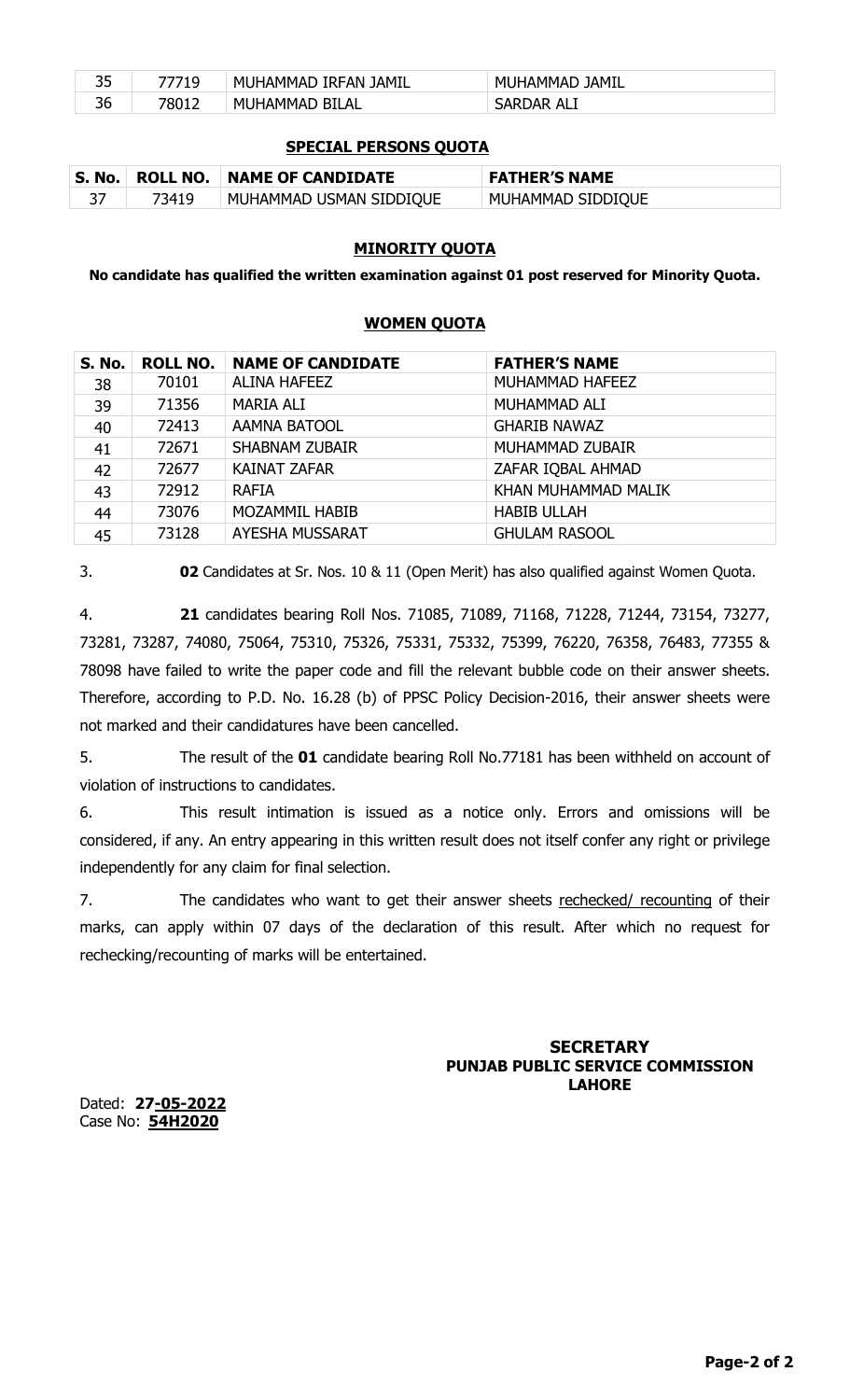| | | | |
|---|---|---|---|
| 35 | 77719 | MUHAMMAD IRFAN JAMIL | MUHAMMAD JAMIL |
| 36 | 78012 | MUHAMMAD BILAL | SARDAR ALI |

**SPECIAL PERSONS QUOTA**

| S. No. | ROLL NO. | NAME OF CANDIDATE | FATHER'S NAME |
|---|---|---|---|
| 37 | 73419 | MUHAMMAD USMAN SIDDIQUE | MUHAMMAD SIDDIQUE |

**MINORITY QUOTA**

**No candidate has qualified the written examination against 01 post reserved for Minority Quota.**

**WOMEN QUOTA**

| S. No. | ROLL NO. | NAME OF CANDIDATE | FATHER'S NAME |
|---|---|---|---|
| 38 | 70101 | ALINA HAFEEZ | MUHAMMAD HAFEEZ |
| 39 | 71356 | MARIA ALI | MUHAMMAD ALI |
| 40 | 72413 | AAMNA BATOOL | GHARIB NAWAZ |
| 41 | 72671 | SHABNAM ZUBAIR | MUHAMMAD ZUBAIR |
| 42 | 72677 | KAINAT ZAFAR | ZAFAR IQBAL AHMAD |
| 43 | 72912 | RAFIA | KHAN MUHAMMAD MALIK |
| 44 | 73076 | MOZAMMIL HABIB | HABIB ULLAH |
| 45 | 73128 | AYESHA MUSSARAT | GHULAM RASOOL |

3. **02** Candidates at Sr. Nos. 10 & 11 (Open Merit) has also qualified against Women Quota.

4. **21** candidates bearing Roll Nos. 71085, 71089, 71168, 71228, 71244, 73154, 73277, 73281, 73287, 74080, 75064, 75310, 75326, 75331, 75332, 75399, 76220, 76358, 76483, 77355 & 78098 have failed to write the paper code and fill the relevant bubble code on their answer sheets. Therefore, according to P.D. No. 16.28 (b) of PPSC Policy Decision-2016, their answer sheets were not marked and their candidatures have been cancelled.

5. The result of the **01** candidate bearing Roll No.77181 has been withheld on account of violation of instructions to candidates.

6. This result intimation is issued as a notice only. Errors and omissions will be considered, if any. An entry appearing in this written result does not itself confer any right or privilege independently for any claim for final selection.

7. The candidates who want to get their answer sheets rechecked/ recounting of their marks, can apply within 07 days of the declaration of this result. After which no request for rechecking/recounting of marks will be entertained.

**SECRETARY**
**PUNJAB PUBLIC SERVICE COMMISSION**
**LAHORE**

Dated: **27-05-2022**
Case No: **54H2020**